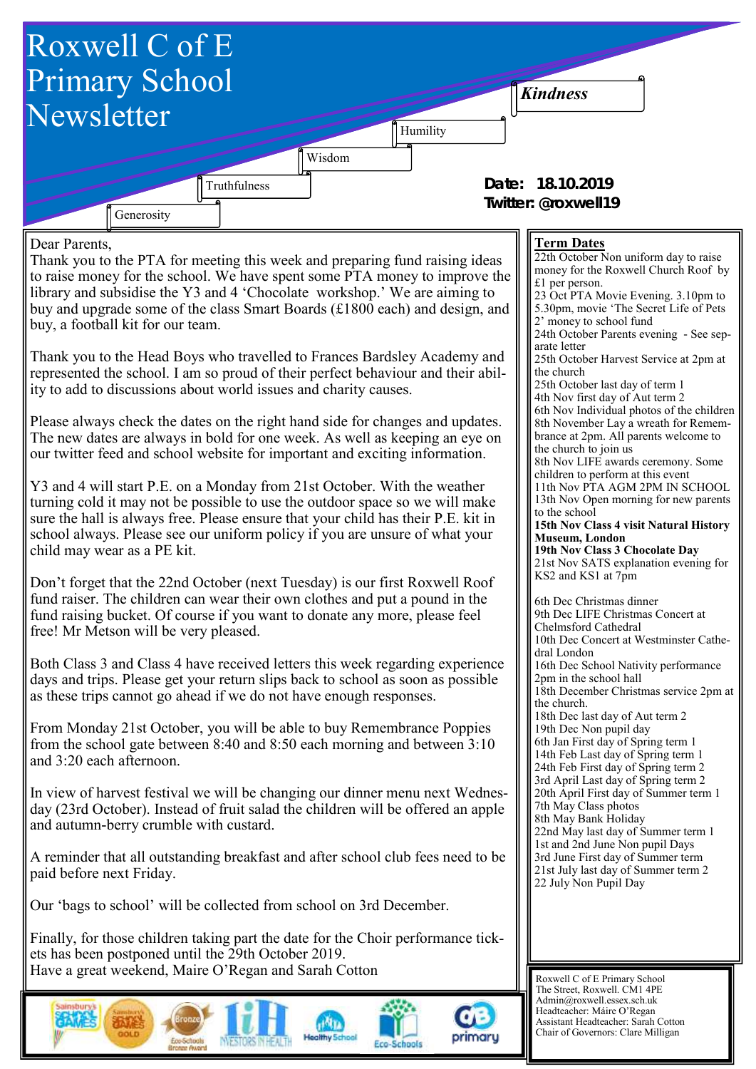# Roxwell C of E Primary School Newsletter

*Kindness*

Humility

Wisdom

Truthfulness

Generosity

**Date: 18.10.2019**
**Twitter: @roxwell19**

Dear Parents,
Thank you to the PTA for meeting this week and preparing fund raising ideas to raise money for the school. We have spent some PTA money to improve the library and subsidise the Y3 and 4 'Chocolate workshop.' We are aiming to buy and upgrade some of the class Smart Boards (£1800 each) and design, and buy, a football kit for our team.

Thank you to the Head Boys who travelled to Frances Bardsley Academy and represented the school. I am so proud of their perfect behaviour and their ability to add to discussions about world issues and charity causes.

Please always check the dates on the right hand side for changes and updates. The new dates are always in bold for one week. As well as keeping an eye on our twitter feed and school website for important and exciting information.

Y3 and 4 will start P.E. on a Monday from 21st October. With the weather turning cold it may not be possible to use the outdoor space so we will make sure the hall is always free. Please ensure that your child has their P.E. kit in school always. Please see our uniform policy if you are unsure of what your child may wear as a PE kit.

Don't forget that the 22nd October (next Tuesday) is our first Roxwell Roof fund raiser. The children can wear their own clothes and put a pound in the fund raising bucket. Of course if you want to donate any more, please feel free! Mr Metson will be very pleased.

Both Class 3 and Class 4 have received letters this week regarding experience days and trips. Please get your return slips back to school as soon as possible as these trips cannot go ahead if we do not have enough responses.

From Monday 21st October, you will be able to buy Remembrance Poppies from the school gate between 8:40 and 8:50 each morning and between 3:10 and 3:20 each afternoon.

In view of harvest festival we will be changing our dinner menu next Wednesday (23rd October). Instead of fruit salad the children will be offered an apple and autumn-berry crumble with custard.

A reminder that all outstanding breakfast and after school club fees need to be paid before next Friday.

Our 'bags to school' will be collected from school on 3rd December.

Finally, for those children taking part the date for the Choir performance tickets has been postponed until the 29th October 2019.
Have a great weekend, Maire O'Regan and Sarah Cotton

## Term Dates

22th October Non uniform day to raise money for the Roxwell Church Roof by £1 per person.
23 Oct PTA Movie Evening. 3.10pm to 5.30pm, movie 'The Secret Life of Pets 2' money to school fund
24th October Parents evening - See separate letter
25th October Harvest Service at 2pm at the church
25th October last day of term 1
4th Nov first day of Aut term 2
6th Nov Individual photos of the children
8th November Lay a wreath for Remembrance at 2pm. All parents welcome to the church to join us
8th Nov LIFE awards ceremony. Some children to perform at this event
11th Nov PTA AGM 2PM IN SCHOOL
13th Nov Open morning for new parents to the school
**15th Nov Class 4 visit Natural History Museum, London**
**19th Nov Class 3 Chocolate Day**
21st Nov SATS explanation evening for KS2 and KS1 at 7pm

6th Dec Christmas dinner
9th Dec LIFE Christmas Concert at Chelmsford Cathedral
10th Dec Concert at Westminster Cathedral London
16th Dec School Nativity performance 2pm in the school hall
18th December Christmas service 2pm at the church.
18th Dec last day of Aut term 2
19th Dec Non pupil day
6th Jan First day of Spring term 1
14th Feb Last day of Spring term 1
24th Feb First day of Spring term 2
3rd April Last day of Spring term 2
20th April First day of Summer term 1
7th May Class photos
8th May Bank Holiday
22nd May last day of Summer term 1
1st and 2nd June Non pupil Days
3rd June First day of Summer term
21st July last day of Summer term 2
22 July Non Pupil Day

Roxwell C of E Primary School
The Street, Roxwell. CM1 4PE
Admin@roxwell.essex.sch.uk
Headteacher: Máire O'Regan
Assistant Headteacher: Sarah Cotton
Chair of Governors: Clare Milligan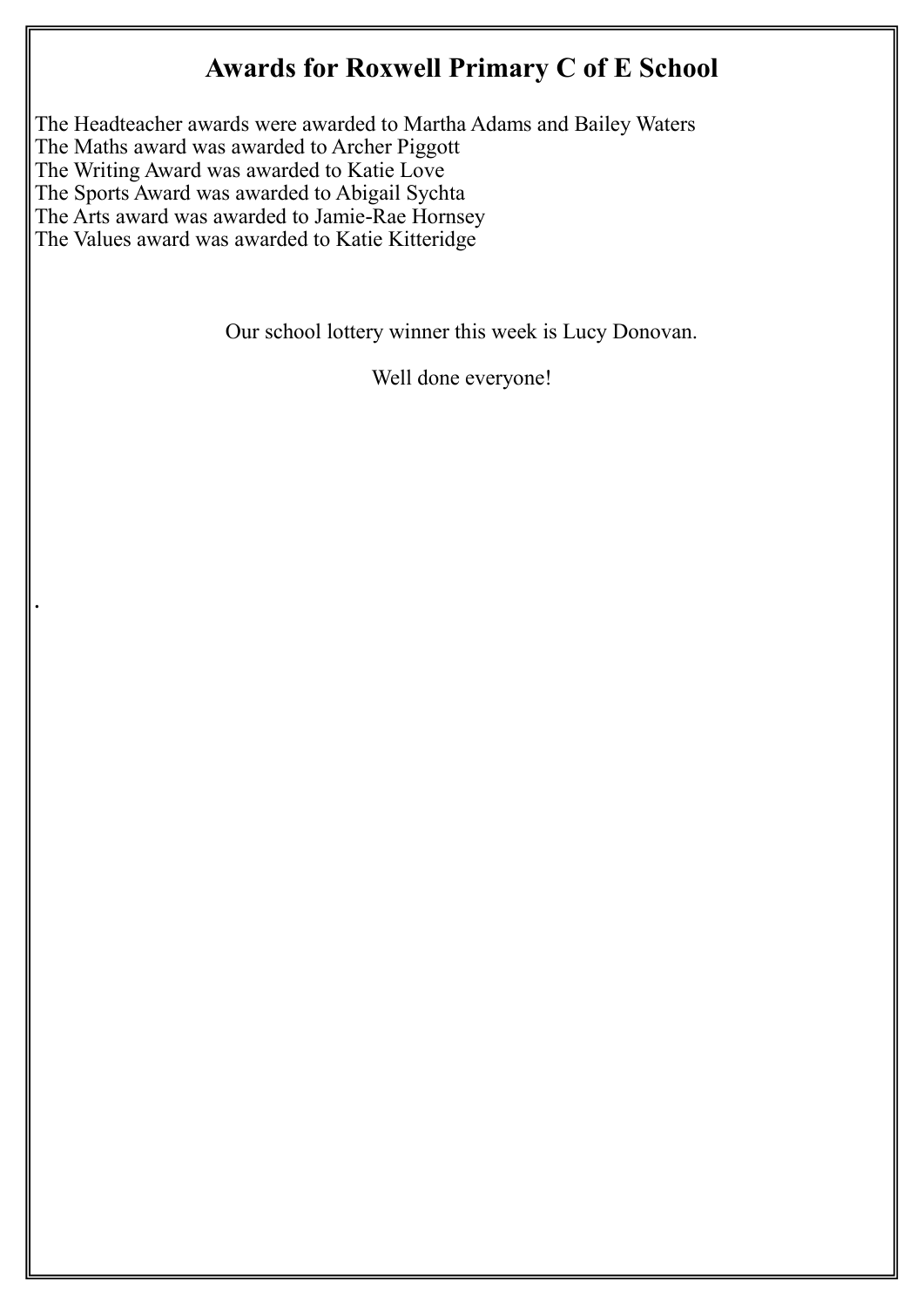# Awards for Roxwell Primary C of E School

The Headteacher awards were awarded to Martha Adams and Bailey Waters
The Maths award was awarded to Archer Piggott
The Writing Award was awarded to Katie Love
The Sports Award was awarded to Abigail Sychta
The Arts award was awarded to Jamie-Rae Hornsey
The Values award was awarded to Katie Kitteridge

Our school lottery winner this week is Lucy Donovan.

Well done everyone!

.